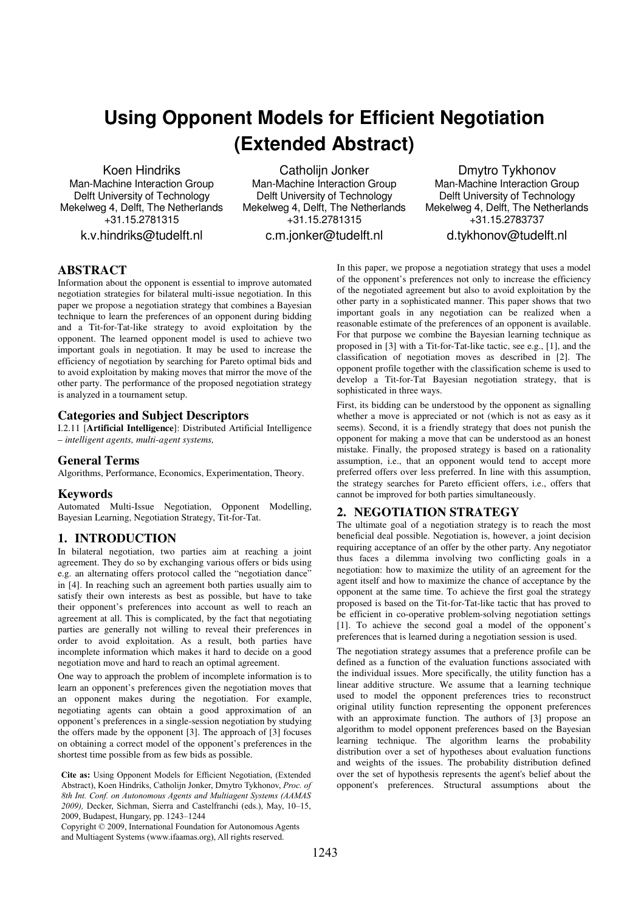# Using Opponent Models for Efficient Negotiation (Extended Abstract)

Koen Hindriks
Man-Machine Interaction Group
Delft University of Technology
Mekelweg 4, Delft, The Netherlands
+31.15.2781315
k.v.hindriks@tudelft.nl

Catholijn Jonker
Man-Machine Interaction Group
Delft University of Technology
Mekelweg 4, Delft, The Netherlands
+31.15.2781315
c.m.jonker@tudelft.nl

Dmytro Tykhonov
Man-Machine Interaction Group
Delft University of Technology
Mekelweg 4, Delft, The Netherlands
+31.15.2783737
d.tykhonov@tudelft.nl

## ABSTRACT

Information about the opponent is essential to improve automated negotiation strategies for bilateral multi-issue negotiation. In this paper we propose a negotiation strategy that combines a Bayesian technique to learn the preferences of an opponent during bidding and a Tit-for-Tat-like strategy to avoid exploitation by the opponent. The learned opponent model is used to achieve two important goals in negotiation. It may be used to increase the efficiency of negotiation by searching for Pareto optimal bids and to avoid exploitation by making moves that mirror the move of the other party. The performance of the proposed negotiation strategy is analyzed in a tournament setup.

### Categories and Subject Descriptors

I.2.11 [**Artificial Intelligence**]: Distributed Artificial Intelligence – *intelligent agents, multi-agent systems,*

### General Terms

Algorithms, Performance, Economics, Experimentation, Theory.

### Keywords

Automated Multi-Issue Negotiation, Opponent Modelling, Bayesian Learning, Negotiation Strategy, Tit-for-Tat.

## 1. INTRODUCTION

In bilateral negotiation, two parties aim at reaching a joint agreement. They do so by exchanging various offers or bids using e.g. an alternating offers protocol called the "negotiation dance" in [4]. In reaching such an agreement both parties usually aim to satisfy their own interests as best as possible, but have to take their opponent's preferences into account as well to reach an agreement at all. This is complicated, by the fact that negotiating parties are generally not willing to reveal their preferences in order to avoid exploitation. As a result, both parties have incomplete information which makes it hard to decide on a good negotiation move and hard to reach an optimal agreement.

One way to approach the problem of incomplete information is to learn an opponent's preferences given the negotiation moves that an opponent makes during the negotiation. For example, negotiating agents can obtain a good approximation of an opponent's preferences in a single-session negotiation by studying the offers made by the opponent [3]. The approach of [3] focuses on obtaining a correct model of the opponent's preferences in the shortest time possible from as few bids as possible.

**Cite as:** Using Opponent Models for Efficient Negotiation, (Extended Abstract), Koen Hindriks, Catholijn Jonker, Dmytro Tykhonov, *Proc. of 8th Int. Conf. on Autonomous Agents and Multiagent Systems (AAMAS 2009),* Decker, Sichman, Sierra and Castelfranchi (eds.), May, 10–15, 2009, Budapest, Hungary, pp. 1243–1244
Copyright © 2009, International Foundation for Autonomous Agents and Multiagent Systems (www.ifaamas.org), All rights reserved.

In this paper, we propose a negotiation strategy that uses a model of the opponent's preferences not only to increase the efficiency of the negotiated agreement but also to avoid exploitation by the other party in a sophisticated manner. This paper shows that two important goals in any negotiation can be realized when a reasonable estimate of the preferences of an opponent is available. For that purpose we combine the Bayesian learning technique as proposed in [3] with a Tit-for-Tat-like tactic, see e.g., [1], and the classification of negotiation moves as described in [2]. The opponent profile together with the classification scheme is used to develop a Tit-for-Tat Bayesian negotiation strategy, that is sophisticated in three ways.

First, its bidding can be understood by the opponent as signalling whether a move is appreciated or not (which is not as easy as it seems). Second, it is a friendly strategy that does not punish the opponent for making a move that can be understood as an honest mistake. Finally, the proposed strategy is based on a rationality assumption, i.e., that an opponent would tend to accept more preferred offers over less preferred. In line with this assumption, the strategy searches for Pareto efficient offers, i.e., offers that cannot be improved for both parties simultaneously.

## 2. NEGOTIATION STRATEGY

The ultimate goal of a negotiation strategy is to reach the most beneficial deal possible. Negotiation is, however, a joint decision requiring acceptance of an offer by the other party. Any negotiator thus faces a dilemma involving two conflicting goals in a negotiation: how to maximize the utility of an agreement for the agent itself and how to maximize the chance of acceptance by the opponent at the same time. To achieve the first goal the strategy proposed is based on the Tit-for-Tat-like tactic that has proved to be efficient in co-operative problem-solving negotiation settings [1]. To achieve the second goal a model of the opponent's preferences that is learned during a negotiation session is used.

The negotiation strategy assumes that a preference profile can be defined as a function of the evaluation functions associated with the individual issues. More specifically, the utility function has a linear additive structure. We assume that a learning technique used to model the opponent preferences tries to reconstruct original utility function representing the opponent preferences with an approximate function. The authors of [3] propose an algorithm to model opponent preferences based on the Bayesian learning technique. The algorithm learns the probability distribution over a set of hypotheses about evaluation functions and weights of the issues. The probability distribution defined over the set of hypothesis represents the agent's belief about the opponent's preferences. Structural assumptions about the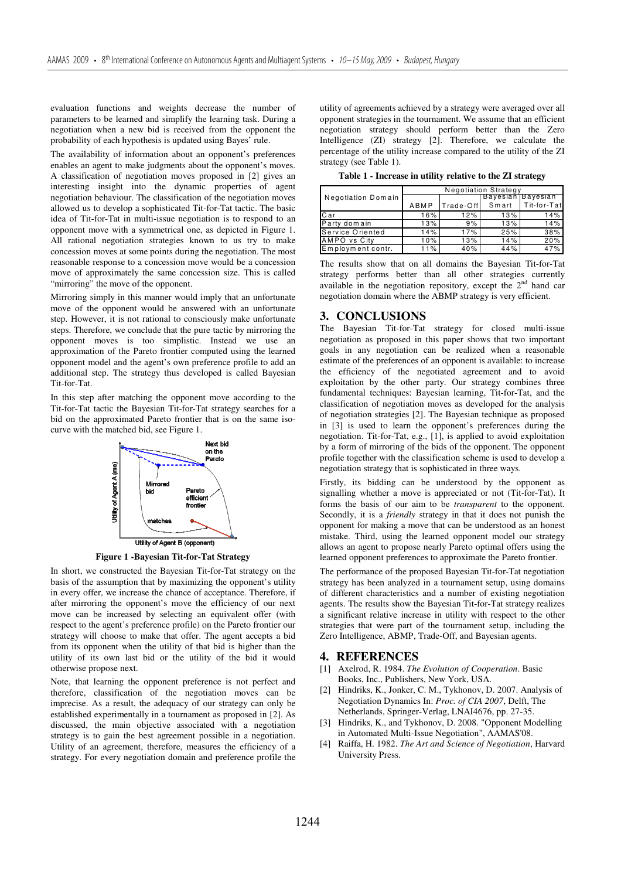evaluation functions and weights decrease the number of parameters to be learned and simplify the learning task. During a negotiation when a new bid is received from the opponent the probability of each hypothesis is updated using Bayes' rule.

The availability of information about an opponent's preferences enables an agent to make judgments about the opponent's moves. A classification of negotiation moves proposed in [2] gives an interesting insight into the dynamic properties of agent negotiation behaviour. The classification of the negotiation moves allowed us to develop a sophisticated Tit-for-Tat tactic. The basic idea of Tit-for-Tat in multi-issue negotiation is to respond to an opponent move with a symmetrical one, as depicted in Figure 1. All rational negotiation strategies known to us try to make concession moves at some points during the negotiation. The most reasonable response to a concession move would be a concession move of approximately the same concession size. This is called "mirroring" the move of the opponent.

Mirroring simply in this manner would imply that an unfortunate move of the opponent would be answered with an unfortunate step. However, it is not rational to consciously make unfortunate steps. Therefore, we conclude that the pure tactic by mirroring the opponent moves is too simplistic. Instead we use an approximation of the Pareto frontier computed using the learned opponent model and the agent's own preference profile to add an additional step. The strategy thus developed is called Bayesian Tit-for-Tat.

In this step after matching the opponent move according to the Tit-for-Tat tactic the Bayesian Tit-for-Tat strategy searches for a bid on the approximated Pareto frontier that is on the same iso-curve with the matched bid, see Figure 1.

Next bid on the Pareto

Utility of Agent A (me)

Mirrored bid

Pareto efficient frontier

matches

Utility of Agent B (opponent)

**Figure 1 -Bayesian Tit-for-Tat Strategy**

In short, we constructed the Bayesian Tit-for-Tat strategy on the basis of the assumption that by maximizing the opponent's utility in every offer, we increase the chance of acceptance. Therefore, if after mirroring the opponent's move the efficiency of our next move can be increased by selecting an equivalent offer (with respect to the agent's preference profile) on the Pareto frontier our strategy will choose to make that offer. The agent accepts a bid from its opponent when the utility of that bid is higher than the utility of its own last bid or the utility of the bid it would otherwise propose next.

Note, that learning the opponent preference is not perfect and therefore, classification of the negotiation moves can be imprecise. As a result, the adequacy of our strategy can only be established experimentally in a tournament as proposed in [2]. As discussed, the main objective associated with a negotiation strategy is to gain the best agreement possible in a negotiation. Utility of an agreement, therefore, measures the efficiency of a strategy. For every negotiation domain and preference profile the utility of agreements achieved by a strategy were averaged over all opponent strategies in the tournament. We assume that an efficient negotiation strategy should perform better than the Zero Intelligence (ZI) strategy [2]. Therefore, we calculate the percentage of the utility increase compared to the utility of the ZI strategy (see Table 1).

**Table 1 - Increase in utility relative to the ZI strategy**

| Negotiation Domain | Negotiation Strategy | | | |
|---|---|---|---|---|
| | ABMP | Trade-Off | Bayesian Smart | Bayesian Tit-for-Tat |
| Car | 16% | 12% | 13% | 14% |
| Party domain | 13% | 9% | 13% | 14% |
| Service Oriented | 14% | 17% | 25% | 38% |
| AMPO vs City | 10% | 13% | 14% | 20% |
| Employment contr. | 11% | 40% | 44% | 47% |

The results show that on all domains the Bayesian Tit-for-Tat strategy performs better than all other strategies currently available in the negotiation repository, except the 2nd hand car negotiation domain where the ABMP strategy is very efficient.

## 3. CONCLUSIONS

The Bayesian Tit-for-Tat strategy for closed multi-issue negotiation as proposed in this paper shows that two important goals in any negotiation can be realized when a reasonable estimate of the preferences of an opponent is available: to increase the efficiency of the negotiated agreement and to avoid exploitation by the other party. Our strategy combines three fundamental techniques: Bayesian learning, Tit-for-Tat, and the classification of negotiation moves as developed for the analysis of negotiation strategies [2]. The Bayesian technique as proposed in [3] is used to learn the opponent's preferences during the negotiation. Tit-for-Tat, e.g., [1], is applied to avoid exploitation by a form of mirroring of the bids of the opponent. The opponent profile together with the classification scheme is used to develop a negotiation strategy that is sophisticated in three ways.

Firstly, its bidding can be understood by the opponent as signalling whether a move is appreciated or not (Tit-for-Tat). It forms the basis of our aim to be *transparent* to the opponent. Secondly, it is a *friendly* strategy in that it does not punish the opponent for making a move that can be understood as an honest mistake. Third, using the learned opponent model our strategy allows an agent to propose nearly Pareto optimal offers using the learned opponent preferences to approximate the Pareto frontier.

The performance of the proposed Bayesian Tit-for-Tat negotiation strategy has been analyzed in a tournament setup, using domains of different characteristics and a number of existing negotiation agents. The results show the Bayesian Tit-for-Tat strategy realizes a significant relative increase in utility with respect to the other strategies that were part of the tournament setup, including the Zero Intelligence, ABMP, Trade-Off, and Bayesian agents.

## 4. REFERENCES

[1] Axelrod, R. 1984. *The Evolution of Cooperation*. Basic Books, Inc., Publishers, New York, USA.

[2] Hindriks, K., Jonker, C. M., Tykhonov, D. 2007. Analysis of Negotiation Dynamics In: *Proc. of CIA 2007*, Delft, The Netherlands, Springer-Verlag, LNAI4676, pp. 27-35.

[3] Hindriks, K., and Tykhonov, D. 2008. "Opponent Modelling in Automated Multi-Issue Negotiation", AAMAS'08.

[4] Raiffa, H. 1982. *The Art and Science of Negotiation*, Harvard University Press.